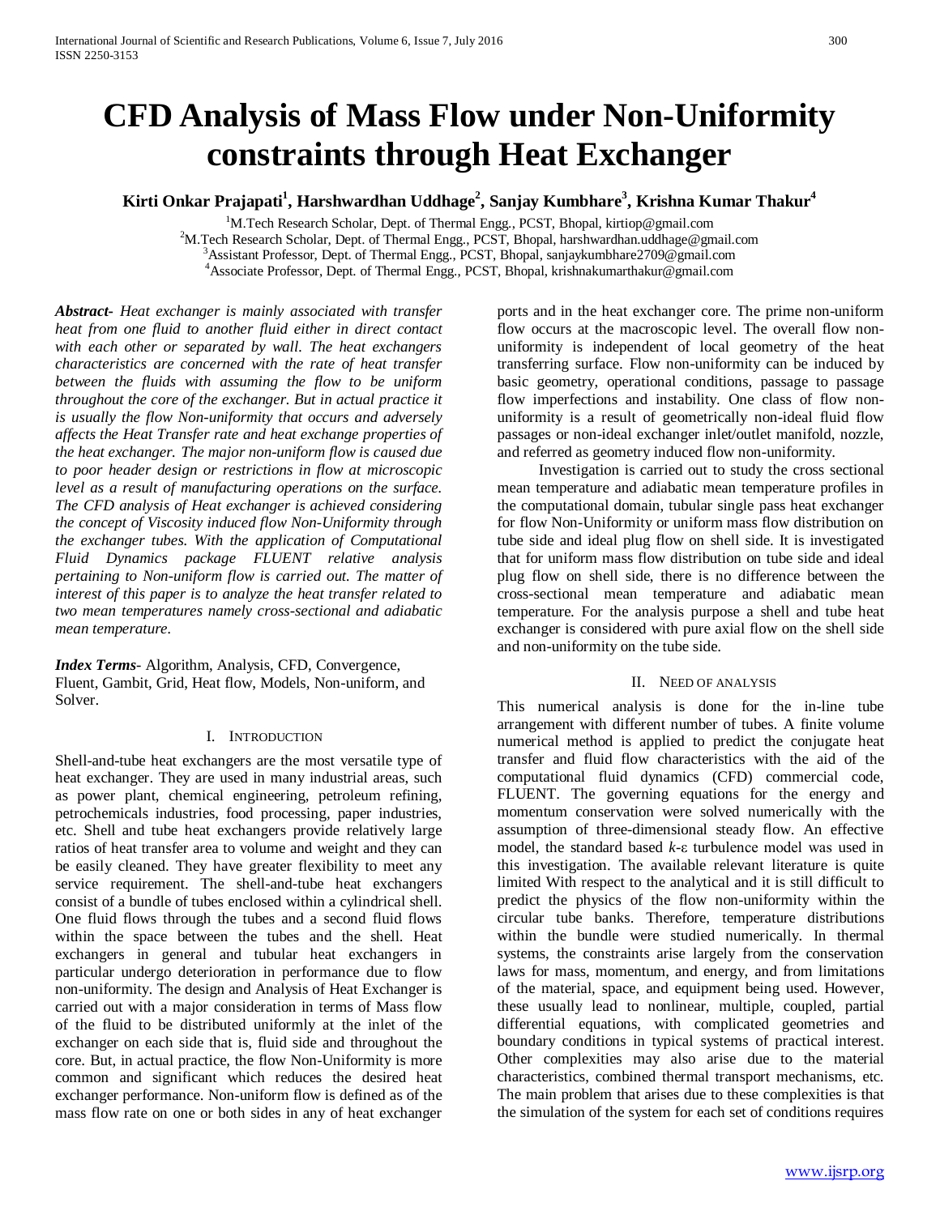# CFD Analysis of Mass Flow under Non-Uniformity constraints through Heat Exchanger

**Kirti Onkar Prajapati[1], Harshwardhan Uddhage[2], Sanjay Kumbhare[3], Krishna Kumar Thakur[4]**

[1]M.Tech Research Scholar, Dept. of Thermal Engg., PCST, Bhopal, kirtiop@gmail.com
[2]M.Tech Research Scholar, Dept. of Thermal Engg., PCST, Bhopal, harshwardhan.uddhage@gmail.com
[3]Assistant Professor, Dept. of Thermal Engg., PCST, Bhopal, sanjaykumbhare2709@gmail.com
[4]Associate Professor, Dept. of Thermal Engg., PCST, Bhopal, krishnakumarthakur@gmail.com

***Abstract***- *Heat exchanger is mainly associated with transfer heat from one fluid to another fluid either in direct contact with each other or separated by wall. The heat exchangers characteristics are concerned with the rate of heat transfer between the fluids with assuming the flow to be uniform throughout the core of the exchanger. But in actual practice it is usually the flow Non-uniformity that occurs and adversely affects the Heat Transfer rate and heat exchange properties of the heat exchanger. The major non-uniform flow is caused due to poor header design or restrictions in flow at microscopic level as a result of manufacturing operations on the surface. The CFD analysis of Heat exchanger is achieved considering the concept of Viscosity induced flow Non-Uniformity through the exchanger tubes. With the application of Computational Fluid Dynamics package FLUENT relative analysis pertaining to Non-uniform flow is carried out. The matter of interest of this paper is to analyze the heat transfer related to two mean temperatures namely cross-sectional and adiabatic mean temperature.*

***Index Terms***- Algorithm, Analysis, CFD, Convergence, Fluent, Gambit, Grid, Heat flow, Models, Non-uniform, and Solver.

## I. Introduction

Shell-and-tube heat exchangers are the most versatile type of heat exchanger. They are used in many industrial areas, such as power plant, chemical engineering, petroleum refining, petrochemicals industries, food processing, paper industries, etc. Shell and tube heat exchangers provide relatively large ratios of heat transfer area to volume and weight and they can be easily cleaned. They have greater flexibility to meet any service requirement. The shell-and-tube heat exchangers consist of a bundle of tubes enclosed within a cylindrical shell. One fluid flows through the tubes and a second fluid flows within the space between the tubes and the shell. Heat exchangers in general and tubular heat exchangers in particular undergo deterioration in performance due to flow non-uniformity. The design and Analysis of Heat Exchanger is carried out with a major consideration in terms of Mass flow of the fluid to be distributed uniformly at the inlet of the exchanger on each side that is, fluid side and throughout the core. But, in actual practice, the flow Non-Uniformity is more common and significant which reduces the desired heat exchanger performance. Non-uniform flow is defined as of the mass flow rate on one or both sides in any of heat exchanger ports and in the heat exchanger core. The prime non-uniform flow occurs at the macroscopic level. The overall flow non-uniformity is independent of local geometry of the heat transferring surface. Flow non-uniformity can be induced by basic geometry, operational conditions, passage to passage flow imperfections and instability. One class of flow non-uniformity is a result of geometrically non-ideal fluid flow passages or non-ideal exchanger inlet/outlet manifold, nozzle, and referred as geometry induced flow non-uniformity.

Investigation is carried out to study the cross sectional mean temperature and adiabatic mean temperature profiles in the computational domain, tubular single pass heat exchanger for flow Non-Uniformity or uniform mass flow distribution on tube side and ideal plug flow on shell side. It is investigated that for uniform mass flow distribution on tube side and ideal plug flow on shell side, there is no difference between the cross-sectional mean temperature and adiabatic mean temperature. For the analysis purpose a shell and tube heat exchanger is considered with pure axial flow on the shell side and non-uniformity on the tube side.

## II. Need of analysis

This numerical analysis is done for the in-line tube arrangement with different number of tubes. A finite volume numerical method is applied to predict the conjugate heat transfer and fluid flow characteristics with the aid of the computational fluid dynamics (CFD) commercial code, FLUENT. The governing equations for the energy and momentum conservation were solved numerically with the assumption of three-dimensional steady flow. An effective model, the standard based *k*-ε turbulence model was used in this investigation. The available relevant literature is quite limited With respect to the analytical and it is still difficult to predict the physics of the flow non-uniformity within the circular tube banks. Therefore, temperature distributions within the bundle were studied numerically. In thermal systems, the constraints arise largely from the conservation laws for mass, momentum, and energy, and from limitations of the material, space, and equipment being used. However, these usually lead to nonlinear, multiple, coupled, partial differential equations, with complicated geometries and boundary conditions in typical systems of practical interest. Other complexities may also arise due to the material characteristics, combined thermal transport mechanisms, etc. The main problem that arises due to these complexities is that the simulation of the system for each set of conditions requires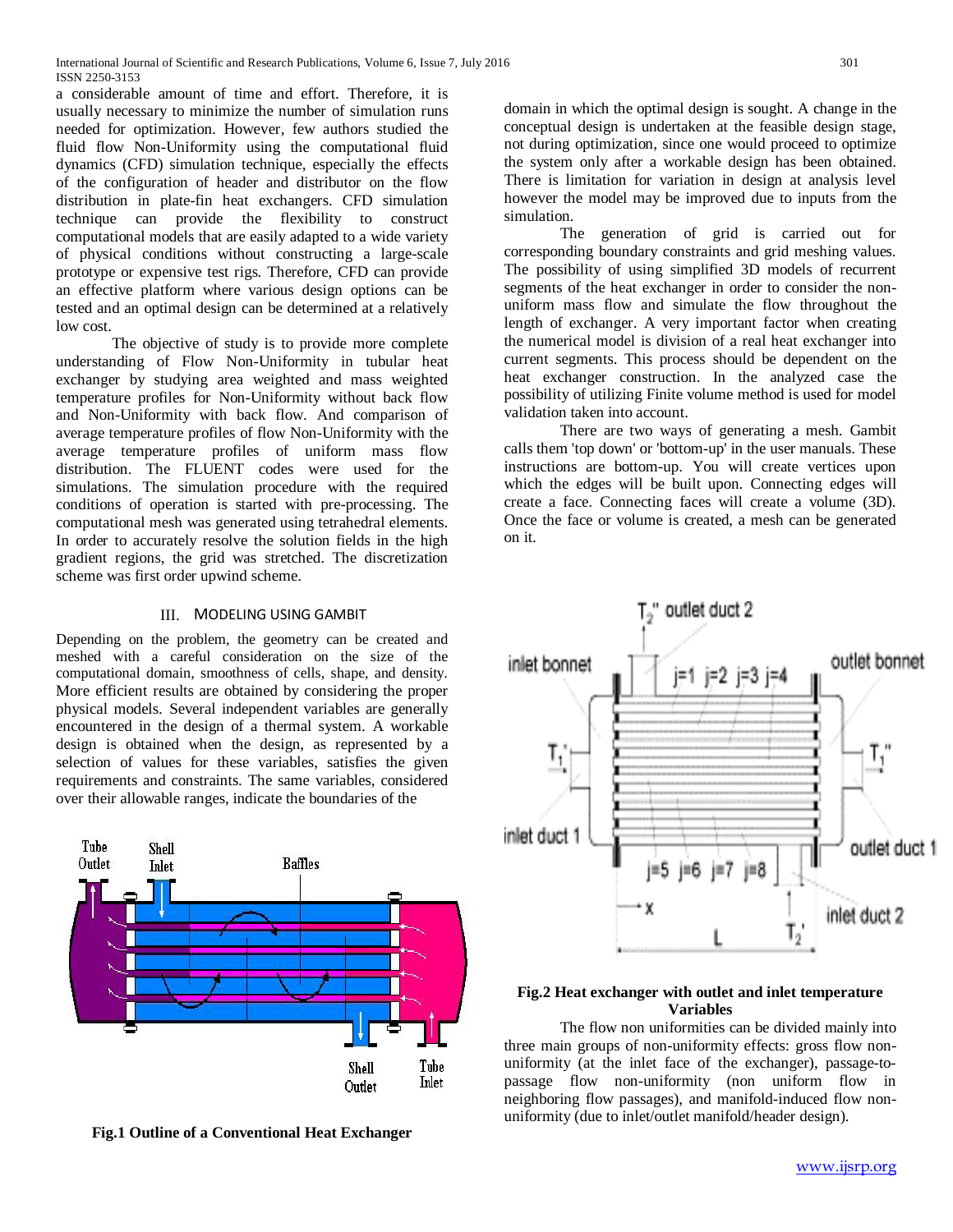a considerable amount of time and effort. Therefore, it is usually necessary to minimize the number of simulation runs needed for optimization. However, few authors studied the fluid flow Non-Uniformity using the computational fluid dynamics (CFD) simulation technique, especially the effects of the configuration of header and distributor on the flow distribution in plate-fin heat exchangers. CFD simulation technique can provide the flexibility to construct computational models that are easily adapted to a wide variety of physical conditions without constructing a large-scale prototype or expensive test rigs. Therefore, CFD can provide an effective platform where various design options can be tested and an optimal design can be determined at a relatively low cost.

The objective of study is to provide more complete understanding of Flow Non-Uniformity in tubular heat exchanger by studying area weighted and mass weighted temperature profiles for Non-Uniformity without back flow and Non-Uniformity with back flow. And comparison of average temperature profiles of flow Non-Uniformity with the average temperature profiles of uniform mass flow distribution. The FLUENT codes were used for the simulations. The simulation procedure with the required conditions of operation is started with pre-processing. The computational mesh was generated using tetrahedral elements. In order to accurately resolve the solution fields in the high gradient regions, the grid was stretched. The discretization scheme was first order upwind scheme.

## III. MODELING USING GAMBIT

Depending on the problem, the geometry can be created and meshed with a careful consideration on the size of the computational domain, smoothness of cells, shape, and density. More efficient results are obtained by considering the proper physical models. Several independent variables are generally encountered in the design of a thermal system. A workable design is obtained when the design, as represented by a selection of values for these variables, satisfies the given requirements and constraints. The same variables, considered over their allowable ranges, indicate the boundaries of the domain in which the optimal design is sought. A change in the conceptual design is undertaken at the feasible design stage, not during optimization, since one would proceed to optimize the system only after a workable design has been obtained. There is limitation for variation in design at analysis level however the model may be improved due to inputs from the simulation.

The generation of grid is carried out for corresponding boundary constraints and grid meshing values. The possibility of using simplified 3D models of recurrent segments of the heat exchanger in order to consider the non-uniform mass flow and simulate the flow throughout the length of exchanger. A very important factor when creating the numerical model is division of a real heat exchanger into current segments. This process should be dependent on the heat exchanger construction. In the analyzed case the possibility of utilizing Finite volume method is used for model validation taken into account.

There are two ways of generating a mesh. Gambit calls them 'top down' or 'bottom-up' in the user manuals. These instructions are bottom-up. You will create vertices upon which the edges will be built upon. Connecting edges will create a face. Connecting faces will create a volume (3D). Once the face or volume is created, a mesh can be generated on it.

**Fig.1 Outline of a Conventional Heat Exchanger**

**Fig.2 Heat exchanger with outlet and inlet temperature Variables**

The flow non uniformities can be divided mainly into three main groups of non-uniformity effects: gross flow non-uniformity (at the inlet face of the exchanger), passage-to-passage flow non-uniformity (non uniform flow in neighboring flow passages), and manifold-induced flow non-uniformity (due to inlet/outlet manifold/header design).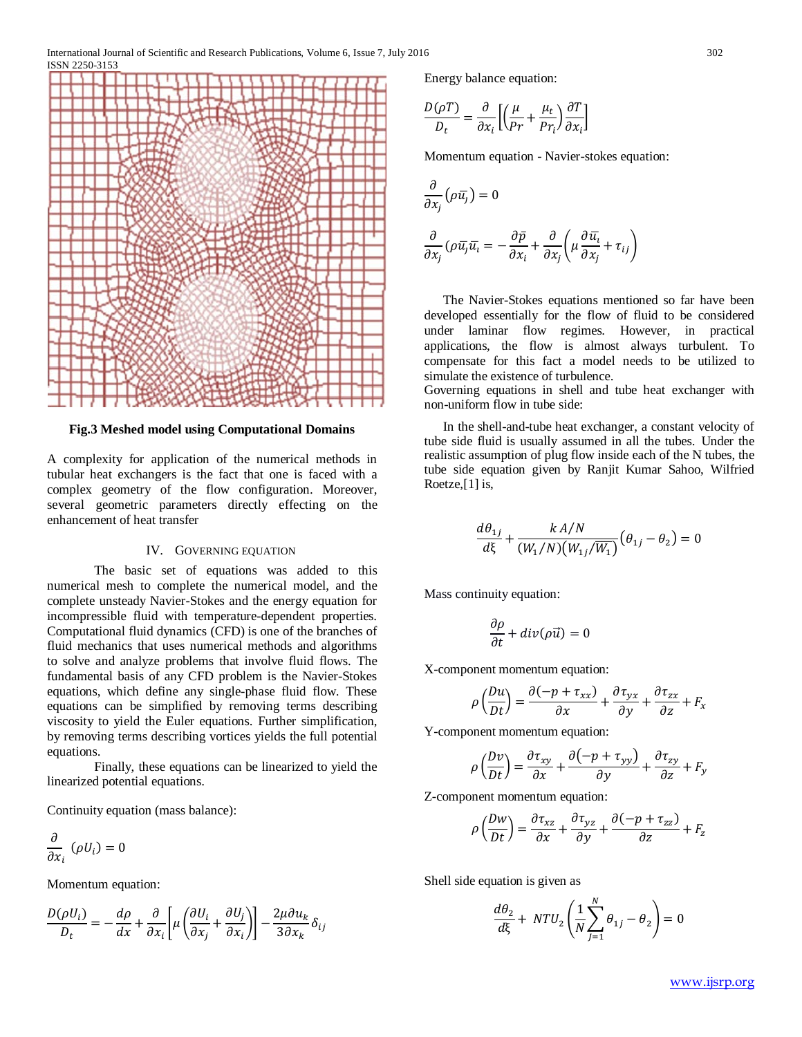**Fig.3 Meshed model using Computational Domains**

A complexity for application of the numerical methods in tubular heat exchangers is the fact that one is faced with a complex geometry of the flow configuration. Moreover, several geometric parameters directly effecting on the enhancement of heat transfer

## IV. Governing Equation

The basic set of equations was added to this numerical mesh to complete the numerical model, and the complete unsteady Navier-Stokes and the energy equation for incompressible fluid with temperature-dependent properties. Computational fluid dynamics (CFD) is one of the branches of fluid mechanics that uses numerical methods and algorithms to solve and analyze problems that involve fluid flows. The fundamental basis of any CFD problem is the Navier-Stokes equations, which define any single-phase fluid flow. These equations can be simplified by removing terms describing viscosity to yield the Euler equations. Further simplification, by removing terms describing vortices yields the full potential equations.

Finally, these equations can be linearized to yield the linearized potential equations.

Continuity equation (mass balance):

$$\frac{\partial}{\partial x_i}\ (\rho U_i) = 0$$

Momentum equation:

$$\frac{D(\rho U_i)}{D_t} = -\frac{d\rho}{dx} + \frac{\partial}{\partial x_i}\left[\mu\left(\frac{\partial U_i}{\partial x_j} + \frac{\partial U_j}{\partial x_i}\right)\right] - \frac{2\mu \partial u_k}{3\partial x_k}\delta_{ij}$$

Energy balance equation:

$$\frac{D(\rho T)}{D_t} = \frac{\partial}{\partial x_i}\left[\left(\frac{\mu}{Pr} + \frac{\mu_t}{Pr_i}\right)\frac{\partial T}{\partial x_i}\right]$$

Momentum equation - Navier-stokes equation:

$$\frac{\partial}{\partial x_j}\left(\rho \bar{u}_j\right) = 0$$

$$\frac{\partial}{\partial x_j}(\rho \bar{u}_j \bar{u}_\iota = -\frac{\partial \bar{p}}{\partial x_i} + \frac{\partial}{\partial x_j}\left(\mu \frac{\partial \bar{u}_\iota}{\partial x_j} + \tau_{ij}\right)$$

The Navier-Stokes equations mentioned so far have been developed essentially for the flow of fluid to be considered under laminar flow regimes. However, in practical applications, the flow is almost always turbulent. To compensate for this fact a model needs to be utilized to simulate the existence of turbulence.
Governing equations in shell and tube heat exchanger with non-uniform flow in tube side:

In the shell-and-tube heat exchanger, a constant velocity of tube side fluid is usually assumed in all the tubes. Under the realistic assumption of plug flow inside each of the N tubes, the tube side equation given by Ranjit Kumar Sahoo, Wilfried Roetze,[1] is,

$$\frac{d\theta_{1j}}{d\xi} + \frac{k\,A/N}{(W_1/N)\left(W_{1j}/\overline{W_1}\right)}\left(\theta_{1j} - \theta_2\right) = 0$$

Mass continuity equation:

$$\frac{\partial \rho}{\partial t} + div(\rho \vec{u}) = 0$$

X-component momentum equation:

$$\rho\left(\frac{Du}{Dt}\right) = \frac{\partial(-p + \tau_{xx})}{\partial x} + \frac{\partial \tau_{yx}}{\partial y} + \frac{\partial \tau_{zx}}{\partial z} + F_x$$

Y-component momentum equation:

$$\rho\left(\frac{Dv}{Dt}\right) = \frac{\partial \tau_{xy}}{\partial x} + \frac{\partial\left(-p + \tau_{yy}\right)}{\partial y} + \frac{\partial \tau_{zy}}{\partial z} + F_y$$

Z-component momentum equation:

$$\rho\left(\frac{Dw}{Dt}\right) = \frac{\partial \tau_{xz}}{\partial x} + \frac{\partial \tau_{yz}}{\partial y} + \frac{\partial(-p + \tau_{zz})}{\partial z} + F_z$$

Shell side equation is given as

$$\frac{d\theta_2}{d\xi} + NTU_2\left(\frac{1}{N}\sum_{j=1}^{N}\theta_{1j} - \theta_2\right) = 0$$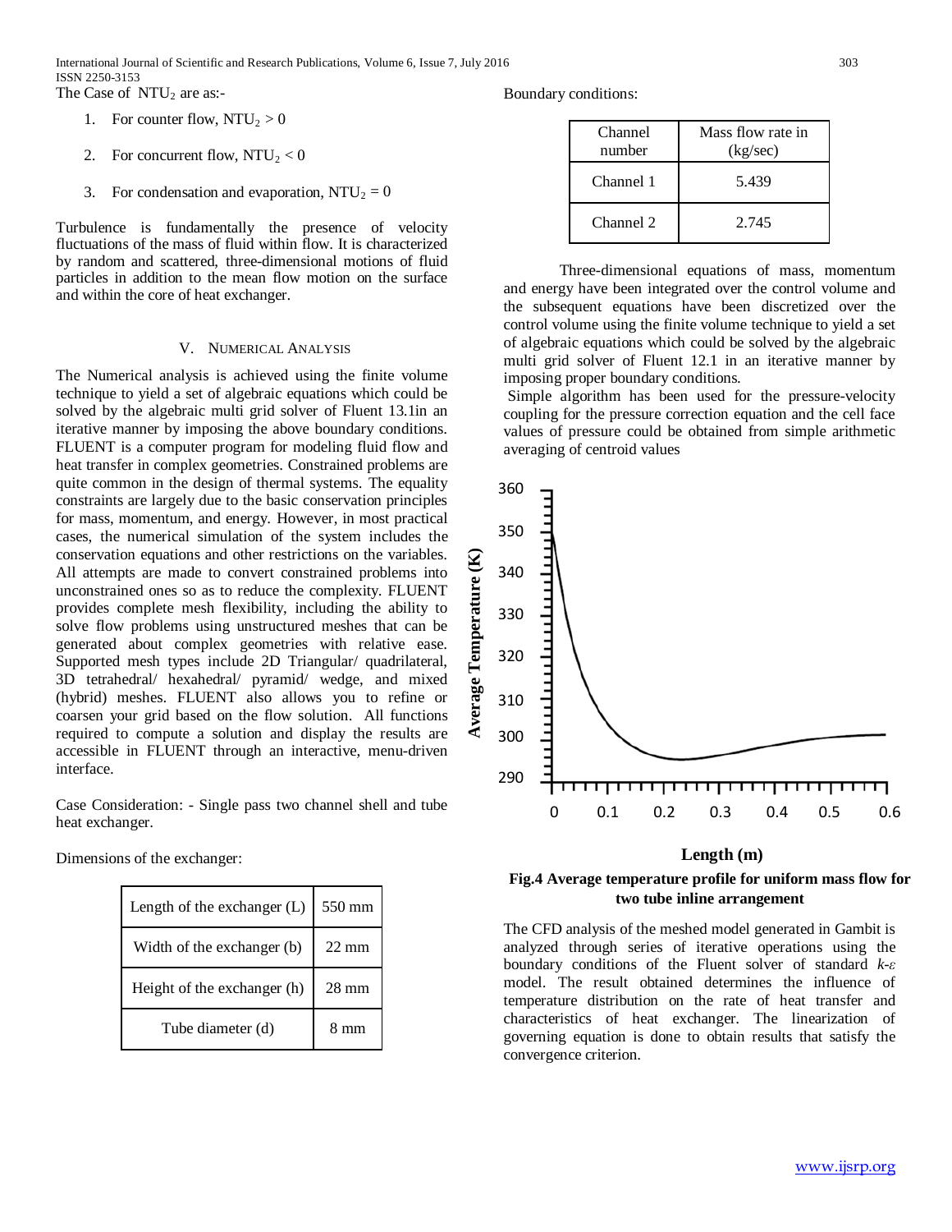The Case of $NTU_2$ are as:-

1. For counter flow, $NTU_2 > 0$
2. For concurrent flow, $NTU_2 < 0$
3. For condensation and evaporation, $NTU_2 = 0$

Turbulence is fundamentally the presence of velocity fluctuations of the mass of fluid within flow. It is characterized by random and scattered, three-dimensional motions of fluid particles in addition to the mean flow motion on the surface and within the core of heat exchanger.

## V. Numerical Analysis

The Numerical analysis is achieved using the finite volume technique to yield a set of algebraic equations which could be solved by the algebraic multi grid solver of Fluent 13.1in an iterative manner by imposing the above boundary conditions. FLUENT is a computer program for modeling fluid flow and heat transfer in complex geometries. Constrained problems are quite common in the design of thermal systems. The equality constraints are largely due to the basic conservation principles for mass, momentum, and energy. However, in most practical cases, the numerical simulation of the system includes the conservation equations and other restrictions on the variables. All attempts are made to convert constrained problems into unconstrained ones so as to reduce the complexity. FLUENT provides complete mesh flexibility, including the ability to solve flow problems using unstructured meshes that can be generated about complex geometries with relative ease. Supported mesh types include 2D Triangular/ quadrilateral, 3D tetrahedral/ hexahedral/ pyramid/ wedge, and mixed (hybrid) meshes. FLUENT also allows you to refine or coarsen your grid based on the flow solution. All functions required to compute a solution and display the results are accessible in FLUENT through an interactive, menu-driven interface.

Case Consideration: - Single pass two channel shell and tube heat exchanger.

Dimensions of the exchanger:

| Length of the exchanger (L) | 550 mm |
|---|---|
| Width of the exchanger (b) | 22 mm |
| Height of the exchanger (h) | 28 mm |
| Tube diameter (d) | 8 mm |

Boundary conditions:

| Channel number | Mass flow rate in (kg/sec) |
|---|---|
| Channel 1 | 5.439 |
| Channel 2 | 2.745 |

Three-dimensional equations of mass, momentum and energy have been integrated over the control volume and the subsequent equations have been discretized over the control volume using the finite volume technique to yield a set of algebraic equations which could be solved by the algebraic multi grid solver of Fluent 12.1 in an iterative manner by imposing proper boundary conditions.

Simple algorithm has been used for the pressure-velocity coupling for the pressure correction equation and the cell face values of pressure could be obtained from simple arithmetic averaging of centroid values

**Fig.4 Average temperature profile for uniform mass flow for two tube inline arrangement**

The CFD analysis of the meshed model generated in Gambit is analyzed through series of iterative operations using the boundary conditions of the Fluent solver of standard $k$-$\varepsilon$ model. The result obtained determines the influence of temperature distribution on the rate of heat transfer and characteristics of heat exchanger. The linearization of governing equation is done to obtain results that satisfy the convergence criterion.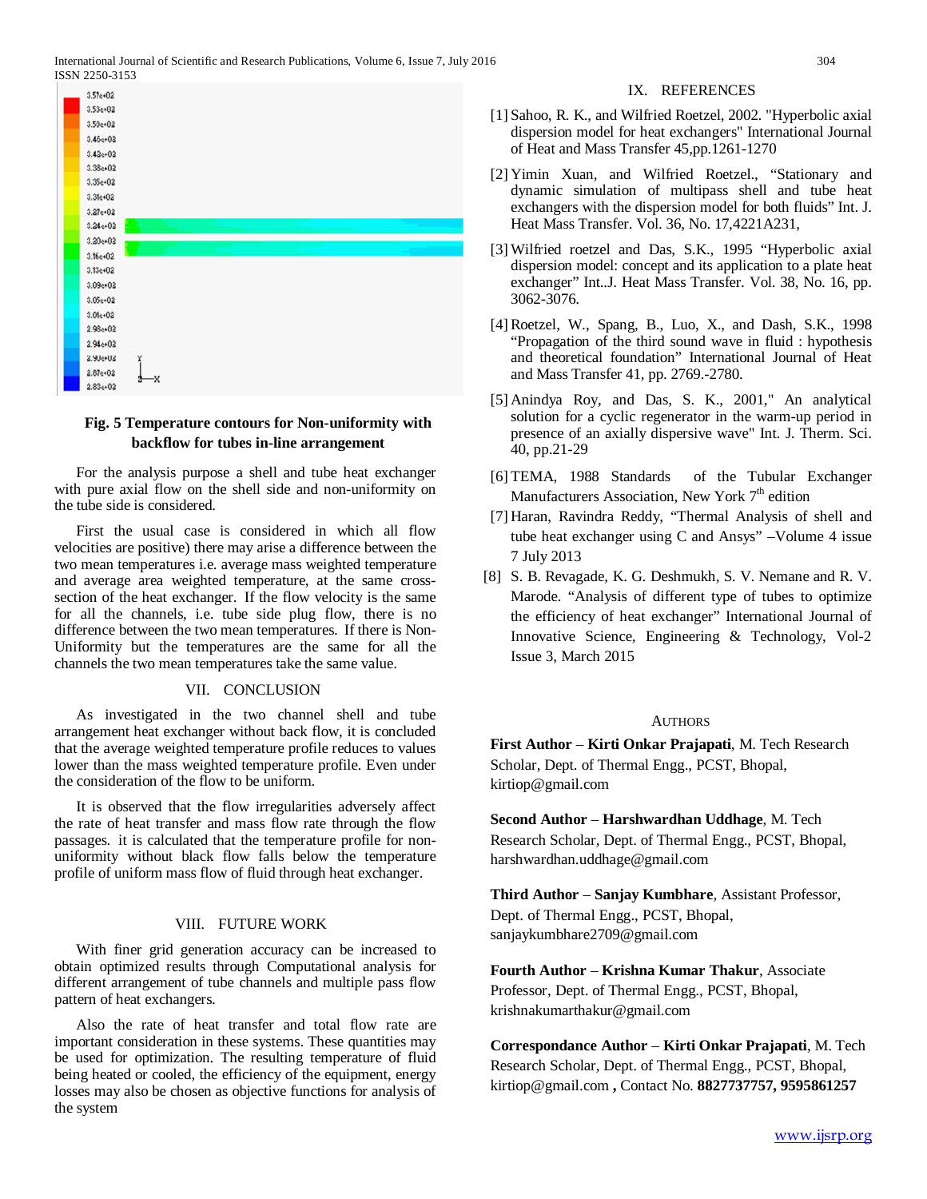3.57e+02
3.53e+02
3.50e+02
3.46e+02
3.43e+02
3.38e+02
3.35e+02
3.31e+02
3.27e+02
3.24e+02
3.20e+02
3.16e+02
3.13e+02
3.09e+02
3.05e+02
3.01e+02
2.98e+02
2.94e+02
2.90e+02
2.87e+02
2.83e+02

Y

X

**Fig. 5 Temperature contours for Non-uniformity with backflow for tubes in-line arrangement**

For the analysis purpose a shell and tube heat exchanger with pure axial flow on the shell side and non-uniformity on the tube side is considered.

First the usual case is considered in which all flow velocities are positive) there may arise a difference between the two mean temperatures i.e. average mass weighted temperature and average area weighted temperature, at the same cross-section of the heat exchanger. If the flow velocity is the same for all the channels, i.e. tube side plug flow, there is no difference between the two mean temperatures. If there is Non-Uniformity but the temperatures are the same for all the channels the two mean temperatures take the same value.

## VII. CONCLUSION

As investigated in the two channel shell and tube arrangement heat exchanger without back flow, it is concluded that the average weighted temperature profile reduces to values lower than the mass weighted temperature profile. Even under the consideration of the flow to be uniform.

It is observed that the flow irregularities adversely affect the rate of heat transfer and mass flow rate through the flow passages. it is calculated that the temperature profile for non-uniformity without black flow falls below the temperature profile of uniform mass flow of fluid through heat exchanger.

## VIII. FUTURE WORK

With finer grid generation accuracy can be increased to obtain optimized results through Computational analysis for different arrangement of tube channels and multiple pass flow pattern of heat exchangers.

Also the rate of heat transfer and total flow rate are important consideration in these systems. These quantities may be used for optimization. The resulting temperature of fluid being heated or cooled, the efficiency of the equipment, energy losses may also be chosen as objective functions for analysis of the system

## IX. REFERENCES

[1] Sahoo, R. K., and Wilfried Roetzel, 2002. "Hyperbolic axial dispersion model for heat exchangers" International Journal of Heat and Mass Transfer 45,pp.1261-1270

[2] Yimin Xuan, and Wilfried Roetzel., "Stationary and dynamic simulation of multipass shell and tube heat exchangers with the dispersion model for both fluids" Int. J. Heat Mass Transfer. Vol. 36, No. 17,4221A231,

[3] Wilfried roetzel and Das, S.K., 1995 "Hyperbolic axial dispersion model: concept and its application to a plate heat exchanger" Int..J. Heat Mass Transfer. Vol. 38, No. 16, pp. 3062-3076.

[4] Roetzel, W., Spang, B., Luo, X., and Dash, S.K., 1998 "Propagation of the third sound wave in fluid : hypothesis and theoretical foundation" International Journal of Heat and Mass Transfer 41, pp. 2769.-2780.

[5] Anindya Roy, and Das, S. K., 2001," An analytical solution for a cyclic regenerator in the warm-up period in presence of an axially dispersive wave" Int. J. Therm. Sci. 40, pp.21-29

[6] TEMA, 1988 Standards of the Tubular Exchanger Manufacturers Association, New York 7th edition

[7] Haran, Ravindra Reddy, "Thermal Analysis of shell and tube heat exchanger using C and Ansys" –Volume 4 issue 7 July 2013

[8] S. B. Revagade, K. G. Deshmukh, S. V. Nemane and R. V. Marode. "Analysis of different type of tubes to optimize the efficiency of heat exchanger" International Journal of Innovative Science, Engineering & Technology, Vol-2 Issue 3, March 2015

## AUTHORS

**First Author** – **Kirti Onkar Prajapati**, M. Tech Research Scholar, Dept. of Thermal Engg., PCST, Bhopal, kirtiop@gmail.com

**Second Author** – **Harshwardhan Uddhage**, M. Tech Research Scholar, Dept. of Thermal Engg., PCST, Bhopal, harshwardhan.uddhage@gmail.com

**Third Author** – **Sanjay Kumbhare**, Assistant Professor, Dept. of Thermal Engg., PCST, Bhopal, sanjaykumbhare2709@gmail.com

**Fourth Author** – **Krishna Kumar Thakur**, Associate Professor, Dept. of Thermal Engg., PCST, Bhopal, krishnakumarthakur@gmail.com

**Correspondance Author** – **Kirti Onkar Prajapati**, M. Tech Research Scholar, Dept. of Thermal Engg., PCST, Bhopal, kirtiop@gmail.com **,** Contact No. **8827737757, 9595861257**